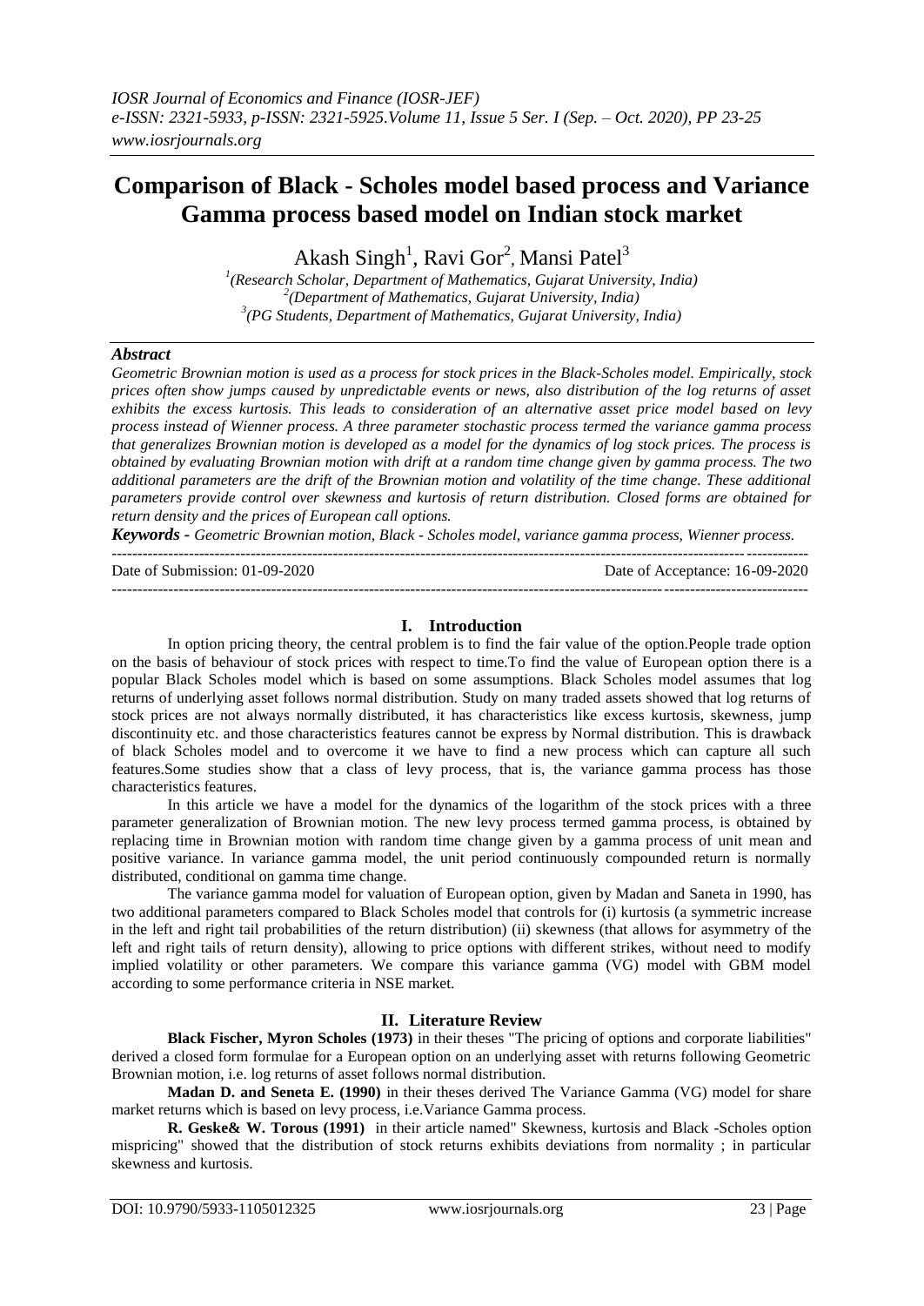# Comparison of Black - Scholes model based process and Variance Gamma process based model on Indian stock market

Akash Singh[1], Ravi Gor[2], Mansi Patel[3]

[1](Research Scholar, Department of Mathematics, Gujarat University, India)
[2](Department of Mathematics, Gujarat University, India)
[3](PG Students, Department of Mathematics, Gujarat University, India)

## Abstract

*Geometric Brownian motion is used as a process for stock prices in the Black-Scholes model. Empirically, stock prices often show jumps caused by unpredictable events or news, also distribution of the log returns of asset exhibits the excess kurtosis. This leads to consideration of an alternative asset price model based on levy process instead of Wienner process. A three parameter stochastic process termed the variance gamma process that generalizes Brownian motion is developed as a model for the dynamics of log stock prices. The process is obtained by evaluating Brownian motion with drift at a random time change given by gamma process. The two additional parameters are the drift of the Brownian motion and volatility of the time change. These additional parameters provide control over skewness and kurtosis of return distribution. Closed forms are obtained for return density and the prices of European call options.*

***Keywords** - Geometric Brownian motion, Black - Scholes model, variance gamma process, Wienner process.*

Date of Submission: 01-09-2020 Date of Acceptance: 16-09-2020

## I. Introduction

In option pricing theory, the central problem is to find the fair value of the option.People trade option on the basis of behaviour of stock prices with respect to time.To find the value of European option there is a popular Black Scholes model which is based on some assumptions. Black Scholes model assumes that log returns of underlying asset follows normal distribution. Study on many traded assets showed that log returns of stock prices are not always normally distributed, it has characteristics like excess kurtosis, skewness, jump discontinuity etc. and those characteristics features cannot be express by Normal distribution. This is drawback of black Scholes model and to overcome it we have to find a new process which can capture all such features.Some studies show that a class of levy process, that is, the variance gamma process has those characteristics features.

In this article we have a model for the dynamics of the logarithm of the stock prices with a three parameter generalization of Brownian motion. The new levy process termed gamma process, is obtained by replacing time in Brownian motion with random time change given by a gamma process of unit mean and positive variance. In variance gamma model, the unit period continuously compounded return is normally distributed, conditional on gamma time change.

The variance gamma model for valuation of European option, given by Madan and Saneta in 1990, has two additional parameters compared to Black Scholes model that controls for (i) kurtosis (a symmetric increase in the left and right tail probabilities of the return distribution) (ii) skewness (that allows for asymmetry of the left and right tails of return density), allowing to price options with different strikes, without need to modify implied volatility or other parameters. We compare this variance gamma (VG) model with GBM model according to some performance criteria in NSE market.

## II. Literature Review

**Black Fischer, Myron Scholes (1973)** in their theses "The pricing of options and corporate liabilities" derived a closed form formulae for a European option on an underlying asset with returns following Geometric Brownian motion, i.e. log returns of asset follows normal distribution.

**Madan D. and Seneta E. (1990)** in their theses derived The Variance Gamma (VG) model for share market returns which is based on levy process, i.e.Variance Gamma process.

**R. Geske& W. Torous (1991)** in their article named" Skewness, kurtosis and Black -Scholes option mispricing" showed that the distribution of stock returns exhibits deviations from normality ; in particular skewness and kurtosis.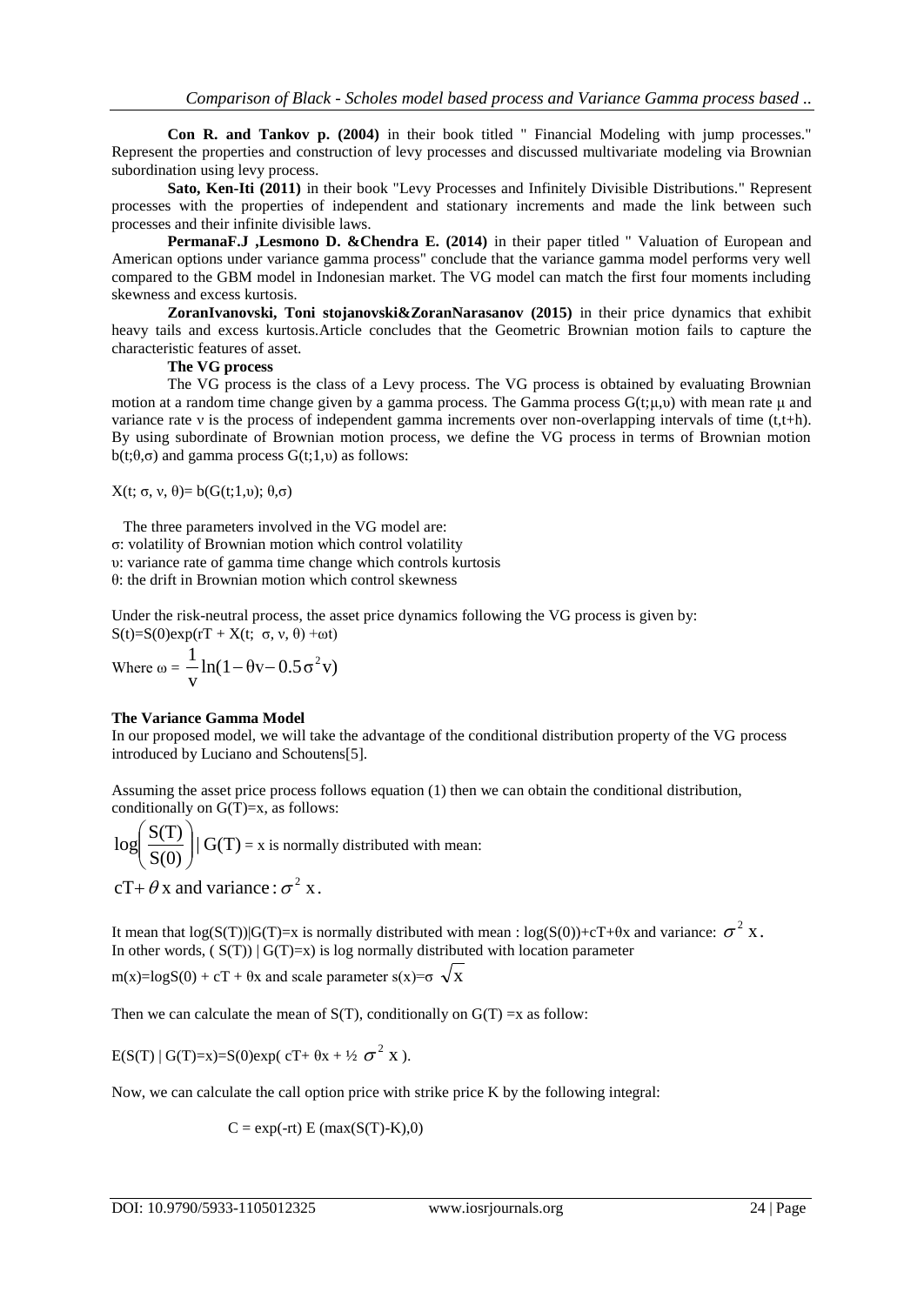**Con R. and Tankov p. (2004)** in their book titled " Financial Modeling with jump processes." Represent the properties and construction of levy processes and discussed multivariate modeling via Brownian subordination using levy process.

**Sato, Ken-Iti (2011)** in their book "Levy Processes and Infinitely Divisible Distributions." Represent processes with the properties of independent and stationary increments and made the link between such processes and their infinite divisible laws.

**PermanaF.J ,Lesmono D. &Chendra E. (2014)** in their paper titled " Valuation of European and American options under variance gamma process" conclude that the variance gamma model performs very well compared to the GBM model in Indonesian market. The VG model can match the first four moments including skewness and excess kurtosis.

**ZoranIvanovski, Toni stojanovski&ZoranNarasanov (2015)** in their price dynamics that exhibit heavy tails and excess kurtosis.Article concludes that the Geometric Brownian motion fails to capture the characteristic features of asset.

**The VG process**

The VG process is the class of a Levy process. The VG process is obtained by evaluating Brownian motion at a random time change given by a gamma process. The Gamma process $G(t;\mu,\upsilon)$ with mean rate $\mu$ and variance rate $\nu$ is the process of independent gamma increments over non-overlapping intervals of time $(t,t+h)$. By using subordinate of Brownian motion process, we define the VG process in terms of Brownian motion $b(t;\theta,\sigma)$ and gamma process $G(t;1,\upsilon)$ as follows:

$X(t;\ \sigma,\ \nu,\ \theta)= b(G(t;1,\upsilon);\ \theta,\sigma)$

The three parameters involved in the VG model are:

$\sigma$: volatility of Brownian motion which control volatility

$\upsilon$: variance rate of gamma time change which controls kurtosis

$\theta$: the drift in Brownian motion which control skewness

Under the risk-neutral process, the asset price dynamics following the VG process is given by:

$S(t)=S(0)\exp(rT + X(t;\ \sigma,\ \nu,\ \theta) +\omega t)$

Where $\omega = \dfrac{1}{v}\ln(1-\theta v-0.5\sigma^2 v)$

**The Variance Gamma Model**

In our proposed model, we will take the advantage of the conditional distribution property of the VG process introduced by Luciano and Schoutens[5].

Assuming the asset price process follows equation (1) then we can obtain the conditional distribution, conditionally on $G(T)=x$, as follows:

$\log\left(\dfrac{S(T)}{S(0)}\right)|\ G(T) = x$ is normally distributed with mean:

$cT+\theta x$ and variance: $\sigma^2 x$.

It mean that $\log(S(T))|G(T)=x$ is normally distributed with mean : $\log(S(0))+cT+\theta x$ and variance: $\sigma^2 x$.
In other words, $(S(T))\ |\ G(T)=x)$ is log normally distributed with location parameter

$m(x)=\log S(0) + cT + \theta x$ and scale parameter $s(x)=\sigma\sqrt{x}$

Then we can calculate the mean of $S(T)$, conditionally on $G(T) =x$ as follow:

$E(S(T)\ |\ G(T)=x)=S(0)\exp(\ cT+ \theta x + ½\ \sigma^2\ x\ ).$

Now, we can calculate the call option price with strike price K by the following integral:

$$C = \exp(-rt)\ E\ (\max(S(T)-K),0)$$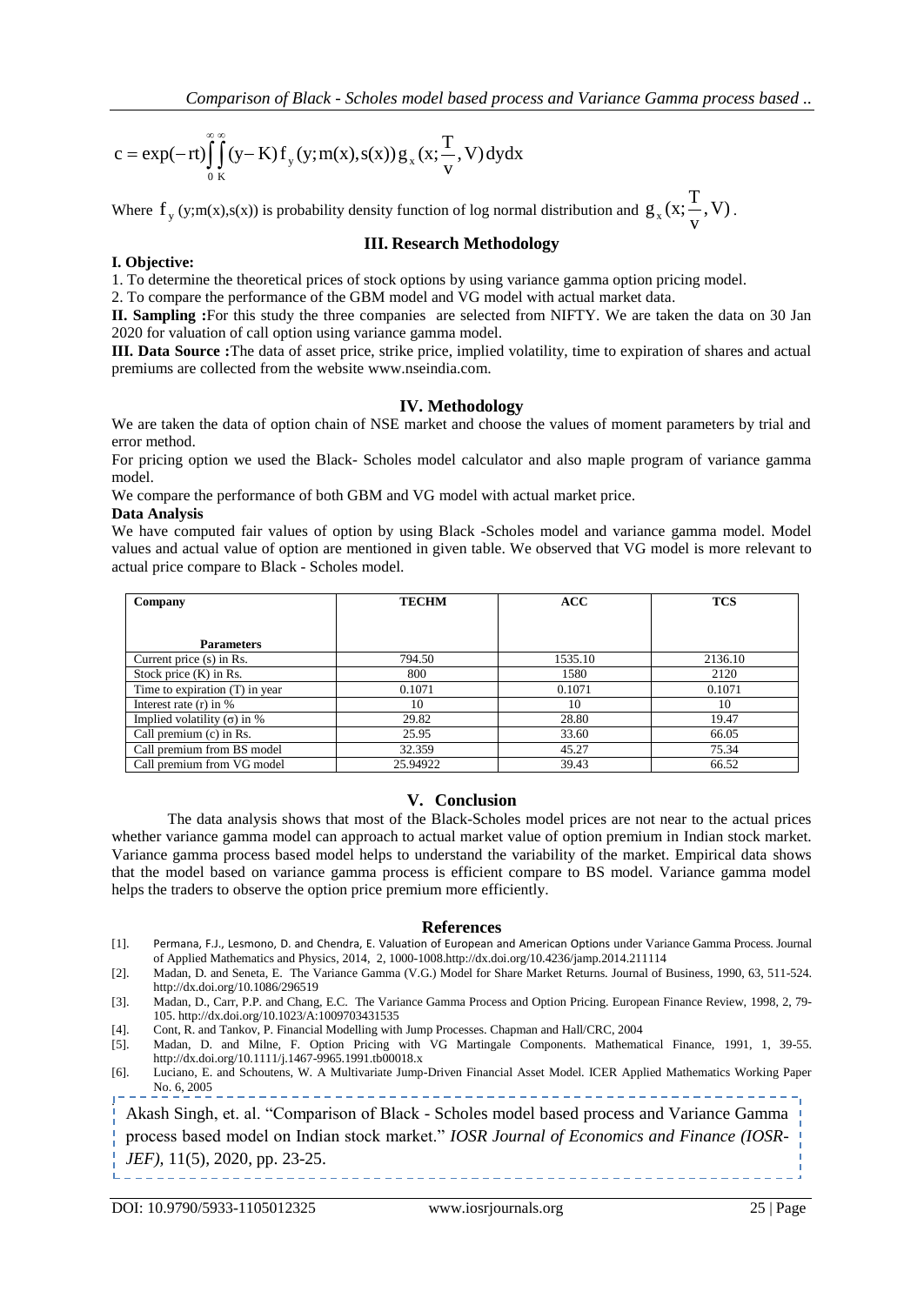$$c = \exp(-rt)\int_{0}^{\infty}\int_{K}^{\infty}(y-K)\,f_y(y;m(x),s(x))\,g_x(x;\frac{T}{v},V)\,dy\,dx$$

Where $f_y$ (y;m(x),s(x)) is probability density function of log normal distribution and $g_x(x;\frac{T}{v},V)$.

## III. Research Methodology

**I. Objective:**

1. To determine the theoretical prices of stock options by using variance gamma option pricing model.
2. To compare the performance of the GBM model and VG model with actual market data.

**II. Sampling :**For this study the three companies are selected from NIFTY. We are taken the data on 30 Jan 2020 for valuation of call option using variance gamma model.

**III. Data Source :**The data of asset price, strike price, implied volatility, time to expiration of shares and actual premiums are collected from the website www.nseindia.com.

## IV. Methodology

We are taken the data of option chain of NSE market and choose the values of moment parameters by trial and error method.

For pricing option we used the Black- Scholes model calculator and also maple program of variance gamma model.

We compare the performance of both GBM and VG model with actual market price.

**Data Analysis**

We have computed fair values of option by using Black -Scholes model and variance gamma model. Model values and actual value of option are mentioned in given table. We observed that VG model is more relevant to actual price compare to Black - Scholes model.

| Company / Parameters | TECHM | ACC | TCS |
|---|---|---|---|
| Current price (s) in Rs. | 794.50 | 1535.10 | 2136.10 |
| Stock price (K) in Rs. | 800 | 1580 | 2120 |
| Time to expiration (T) in year | 0.1071 | 0.1071 | 0.1071 |
| Interest rate (r) in % | 10 | 10 | 10 |
| Implied volatility (σ) in % | 29.82 | 28.80 | 19.47 |
| Call premium (c) in Rs. | 25.95 | 33.60 | 66.05 |
| Call premium from BS model | 32.359 | 45.27 | 75.34 |
| Call premium from VG model | 25.94922 | 39.43 | 66.52 |

## V. Conclusion

The data analysis shows that most of the Black-Scholes model prices are not near to the actual prices whether variance gamma model can approach to actual market value of option premium in Indian stock market. Variance gamma process based model helps to understand the variability of the market. Empirical data shows that the model based on variance gamma process is efficient compare to BS model. Variance gamma model helps the traders to observe the option price premium more efficiently.

## References

[1]. Permana, F.J., Lesmono, D. and Chendra, E. Valuation of European and American Options under Variance Gamma Process. Journal of Applied Mathematics and Physics, 2014, 2, 1000-1008.http://dx.doi.org/10.4236/jamp.2014.211114

[2]. Madan, D. and Seneta, E. The Variance Gamma (V.G.) Model for Share Market Returns. Journal of Business, 1990, 63, 511-524. http://dx.doi.org/10.1086/296519

[3]. Madan, D., Carr, P.P. and Chang, E.C. The Variance Gamma Process and Option Pricing. European Finance Review, 1998, 2, 79-105. http://dx.doi.org/10.1023/A:1009703431535

[4]. Cont, R. and Tankov, P. Financial Modelling with Jump Processes. Chapman and Hall/CRC, 2004

[5]. Madan, D. and Milne, F. Option Pricing with VG Martingale Components. Mathematical Finance, 1991, 1, 39-55. http://dx.doi.org/10.1111/j.1467-9965.1991.tb00018.x

[6]. Luciano, E. and Schoutens, W. A Multivariate Jump-Driven Financial Asset Model. ICER Applied Mathematics Working Paper No. 6, 2005

Akash Singh, et. al. "Comparison of Black - Scholes model based process and Variance Gamma process based model on Indian stock market." *IOSR Journal of Economics and Finance (IOSR-JEF),* 11(5), 2020, pp. 23-25.